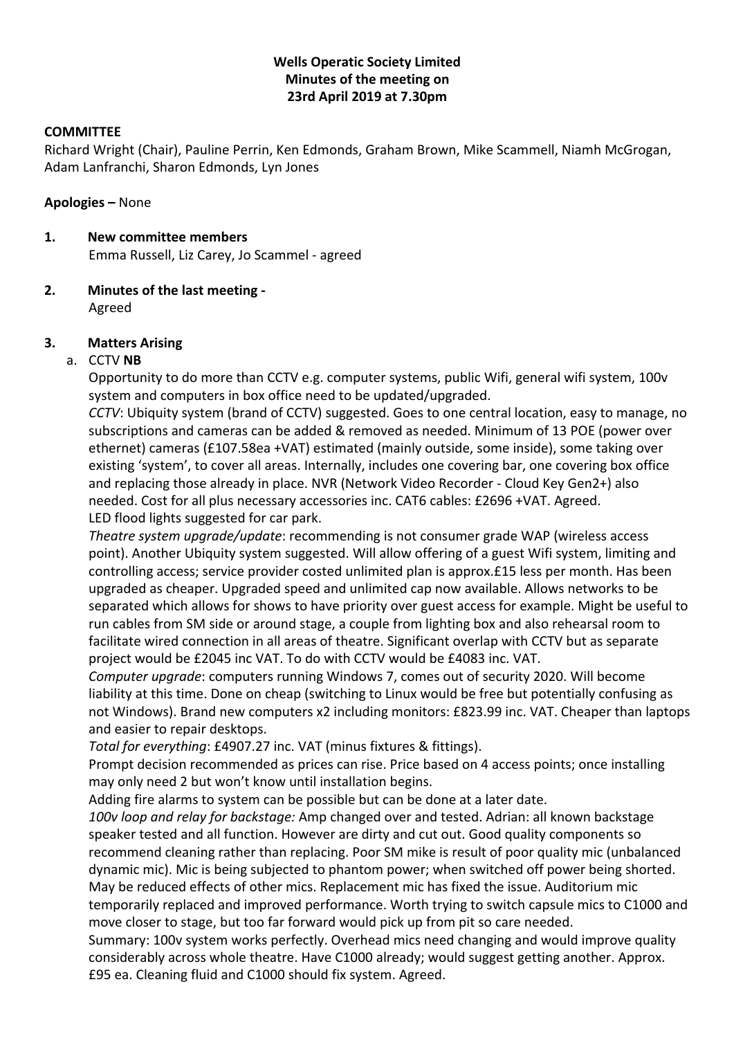**Wells Operatic Society Limited**
**Minutes of the meeting on**
**23rd April 2019 at 7.30pm**

**COMMITTEE**

Richard Wright (Chair), Pauline Perrin, Ken Edmonds, Graham Brown, Mike Scammell, Niamh McGrogan, Adam Lanfranchi, Sharon Edmonds, Lyn Jones

**Apologies –** None

**1. New committee members**

Emma Russell, Liz Carey, Jo Scammel - agreed

**2. Minutes of the last meeting -**

Agreed

**3. Matters Arising**

a. CCTV **NB**

Opportunity to do more than CCTV e.g. computer systems, public Wifi, general wifi system, 100v system and computers in box office need to be updated/upgraded.

*CCTV*: Ubiquity system (brand of CCTV) suggested. Goes to one central location, easy to manage, no subscriptions and cameras can be added & removed as needed. Minimum of 13 POE (power over ethernet) cameras (£107.58ea +VAT) estimated (mainly outside, some inside), some taking over existing 'system', to cover all areas. Internally, includes one covering bar, one covering box office and replacing those already in place. NVR (Network Video Recorder - Cloud Key Gen2+) also needed. Cost for all plus necessary accessories inc. CAT6 cables: £2696 +VAT. Agreed.

LED flood lights suggested for car park.

*Theatre system upgrade/update*: recommending is not consumer grade WAP (wireless access point). Another Ubiquity system suggested. Will allow offering of a guest Wifi system, limiting and controlling access; service provider costed unlimited plan is approx.£15 less per month. Has been upgraded as cheaper. Upgraded speed and unlimited cap now available. Allows networks to be separated which allows for shows to have priority over guest access for example. Might be useful to run cables from SM side or around stage, a couple from lighting box and also rehearsal room to facilitate wired connection in all areas of theatre. Significant overlap with CCTV but as separate project would be £2045 inc VAT. To do with CCTV would be £4083 inc. VAT.

*Computer upgrade*: computers running Windows 7, comes out of security 2020. Will become liability at this time. Done on cheap (switching to Linux would be free but potentially confusing as not Windows). Brand new computers x2 including monitors: £823.99 inc. VAT. Cheaper than laptops and easier to repair desktops.

*Total for everything*: £4907.27 inc. VAT (minus fixtures & fittings).

Prompt decision recommended as prices can rise. Price based on 4 access points; once installing may only need 2 but won't know until installation begins.

Adding fire alarms to system can be possible but can be done at a later date.

*100v loop and relay for backstage:* Amp changed over and tested. Adrian: all known backstage speaker tested and all function. However are dirty and cut out. Good quality components so recommend cleaning rather than replacing. Poor SM mike is result of poor quality mic (unbalanced dynamic mic). Mic is being subjected to phantom power; when switched off power being shorted. May be reduced effects of other mics. Replacement mic has fixed the issue. Auditorium mic temporarily replaced and improved performance. Worth trying to switch capsule mics to C1000 and move closer to stage, but too far forward would pick up from pit so care needed.

Summary: 100v system works perfectly. Overhead mics need changing and would improve quality considerably across whole theatre. Have C1000 already; would suggest getting another. Approx. £95 ea. Cleaning fluid and C1000 should fix system. Agreed.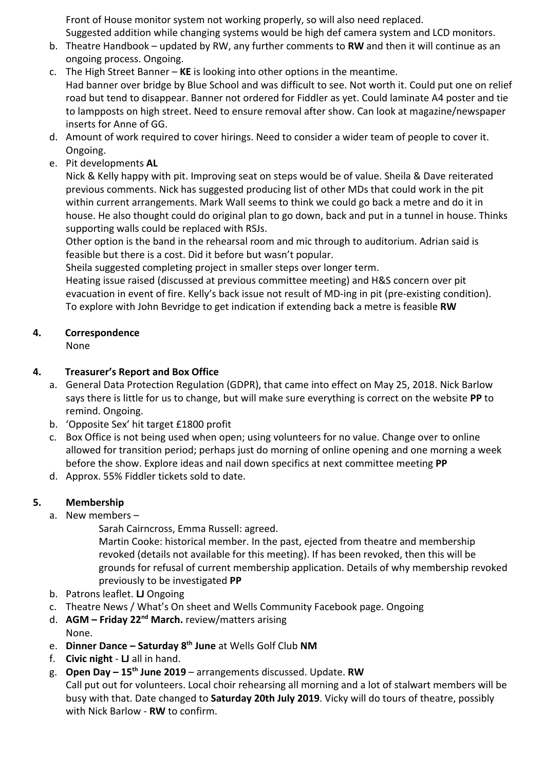Front of House monitor system not working properly, so will also need replaced. Suggested addition while changing systems would be high def camera system and LCD monitors.

b. Theatre Handbook – updated by RW, any further comments to **RW** and then it will continue as an ongoing process. Ongoing.
c. The High Street Banner – **KE** is looking into other options in the meantime.
   Had banner over bridge by Blue School and was difficult to see. Not worth it. Could put one on relief road but tend to disappear. Banner not ordered for Fiddler as yet. Could laminate A4 poster and tie to lampposts on high street. Need to ensure removal after show. Can look at magazine/newspaper inserts for Anne of GG.
d. Amount of work required to cover hirings. Need to consider a wider team of people to cover it. Ongoing.
e. Pit developments **AL**
   Nick & Kelly happy with pit. Improving seat on steps would be of value. Sheila & Dave reiterated previous comments. Nick has suggested producing list of other MDs that could work in the pit within current arrangements. Mark Wall seems to think we could go back a metre and do it in house. He also thought could do original plan to go down, back and put in a tunnel in house. Thinks supporting walls could be replaced with RSJs.
   Other option is the band in the rehearsal room and mic through to auditorium. Adrian said is feasible but there is a cost. Did it before but wasn't popular.
   Sheila suggested completing project in smaller steps over longer term.
   Heating issue raised (discussed at previous committee meeting) and H&S concern over pit evacuation in event of fire. Kelly's back issue not result of MD-ing in pit (pre-existing condition).
   To explore with John Bevridge to get indication if extending back a metre is feasible **RW**

**4. Correspondence**

None

**4. Treasurer's Report and Box Office**

a. General Data Protection Regulation (GDPR), that came into effect on May 25, 2018. Nick Barlow says there is little for us to change, but will make sure everything is correct on the website **PP** to remind. Ongoing.
b. 'Opposite Sex' hit target £1800 profit
c. Box Office is not being used when open; using volunteers for no value. Change over to online allowed for transition period; perhaps just do morning of online opening and one morning a week before the show. Explore ideas and nail down specifics at next committee meeting **PP**
d. Approx. 55% Fiddler tickets sold to date.

**5. Membership**

a. New members –

   Sarah Cairncross, Emma Russell: agreed.

   Martin Cooke: historical member. In the past, ejected from theatre and membership revoked (details not available for this meeting). If has been revoked, then this will be grounds for refusal of current membership application. Details of why membership revoked previously to be investigated **PP**

b. Patrons leaflet. **LJ** Ongoing
c. Theatre News / What's On sheet and Wells Community Facebook page. Ongoing
d. **AGM – Friday 22nd March.** review/matters arising
   None.
e. **Dinner Dance – Saturday 8th June** at Wells Golf Club **NM**
f. **Civic night** - **LJ** all in hand.
g. **Open Day – 15th June 2019** – arrangements discussed. Update. **RW**
   Call put out for volunteers. Local choir rehearsing all morning and a lot of stalwart members will be busy with that. Date changed to **Saturday 20th July 2019**. Vicky will do tours of theatre, possibly with Nick Barlow - **RW** to confirm.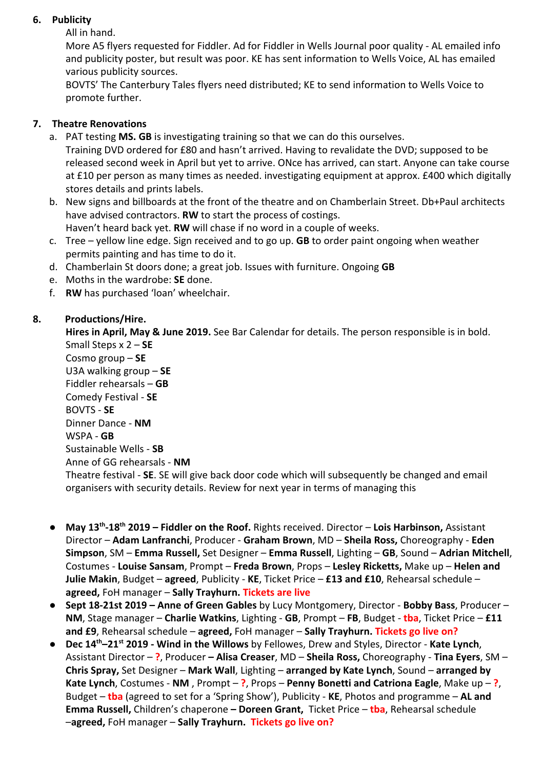6. **Publicity**

All in hand.

More A5 flyers requested for Fiddler. Ad for Fiddler in Wells Journal poor quality - AL emailed info and publicity poster, but result was poor. KE has sent information to Wells Voice, AL has emailed various publicity sources.

BOVTS' The Canterbury Tales flyers need distributed; KE to send information to Wells Voice to promote further.

7. **Theatre Renovations**

a. PAT testing **MS. GB** is investigating training so that we can do this ourselves.
   Training DVD ordered for £80 and hasn't arrived. Having to revalidate the DVD; supposed to be released second week in April but yet to arrive. ONce has arrived, can start. Anyone can take course at £10 per person as many times as needed. investigating equipment at approx. £400 which digitally stores details and prints labels.
b. New signs and billboards at the front of the theatre and on Chamberlain Street. Db+Paul architects have advised contractors. **RW** to start the process of costings.
   Haven't heard back yet. **RW** will chase if no word in a couple of weeks.
c. Tree – yellow line edge. Sign received and to go up. **GB** to order paint ongoing when weather permits painting and has time to do it.
d. Chamberlain St doors done; a great job. Issues with furniture. Ongoing **GB**
e. Moths in the wardrobe: **SE** done.
f. **RW** has purchased 'loan' wheelchair.

8. **Productions/Hire.**

**Hires in April, May & June 2019.** See Bar Calendar for details. The person responsible is in bold.
Small Steps x 2 – **SE**
Cosmo group – **SE**
U3A walking group – **SE**
Fiddler rehearsals – **GB**
Comedy Festival - **SE**
BOVTS - **SE**
Dinner Dance - **NM**
WSPA - **GB**
Sustainable Wells - **SB**
Anne of GG rehearsals - **NM**
Theatre festival - **SE**. SE will give back door code which will subsequently be changed and email organisers with security details. Review for next year in terms of managing this

- **May 13th-18th 2019 – Fiddler on the Roof.** Rights received. Director – **Lois Harbinson,** Assistant Director – **Adam Lanfranchi**, Producer - **Graham Brown**, MD – **Sheila Ross,** Choreography - **Eden Simpson**, SM – **Emma Russell,** Set Designer – **Emma Russell**, Lighting – **GB**, Sound – **Adrian Mitchell**, Costumes - **Louise Sansam**, Prompt – **Freda Brown**, Props – **Lesley Ricketts,** Make up – **Helen and Julie Makin**, Budget – **agreed**, Publicity - **KE**, Ticket Price – **£13 and £10**, Rehearsal schedule – **agreed,** FoH manager – **Sally Trayhurn. Tickets are live**
- **Sept 18-21st 2019 – Anne of Green Gables** by Lucy Montgomery, Director - **Bobby Bass**, Producer – **NM**, Stage manager – **Charlie Watkins**, Lighting - **GB**, Prompt – **FB**, Budget - **tba**, Ticket Price – **£11 and £9**, Rehearsal schedule – **agreed,** FoH manager – **Sally Trayhurn. Tickets go live on?**
- **Dec 14th–21st 2019 - Wind in the Willows** by Fellowes, Drew and Styles, Director - **Kate Lynch**, Assistant Director – **?**, Producer **– Alisa Creaser**, MD – **Sheila Ross,** Choreography - **Tina Eyers**, SM – **Chris Spray,** Set Designer – **Mark Wall**, Lighting – **arranged by Kate Lynch**, Sound – **arranged by Kate Lynch**, Costumes - **NM** , Prompt – **?**, Props – **Penny Bonetti and Catriona Eagle**, Make up – **?**, Budget – **tba** (agreed to set for a 'Spring Show'), Publicity - **KE**, Photos and programme – **AL and Emma Russell,** Children's chaperone **– Doreen Grant,** Ticket Price – **tba**, Rehearsal schedule –**agreed,** FoH manager – **Sally Trayhurn. Tickets go live on?**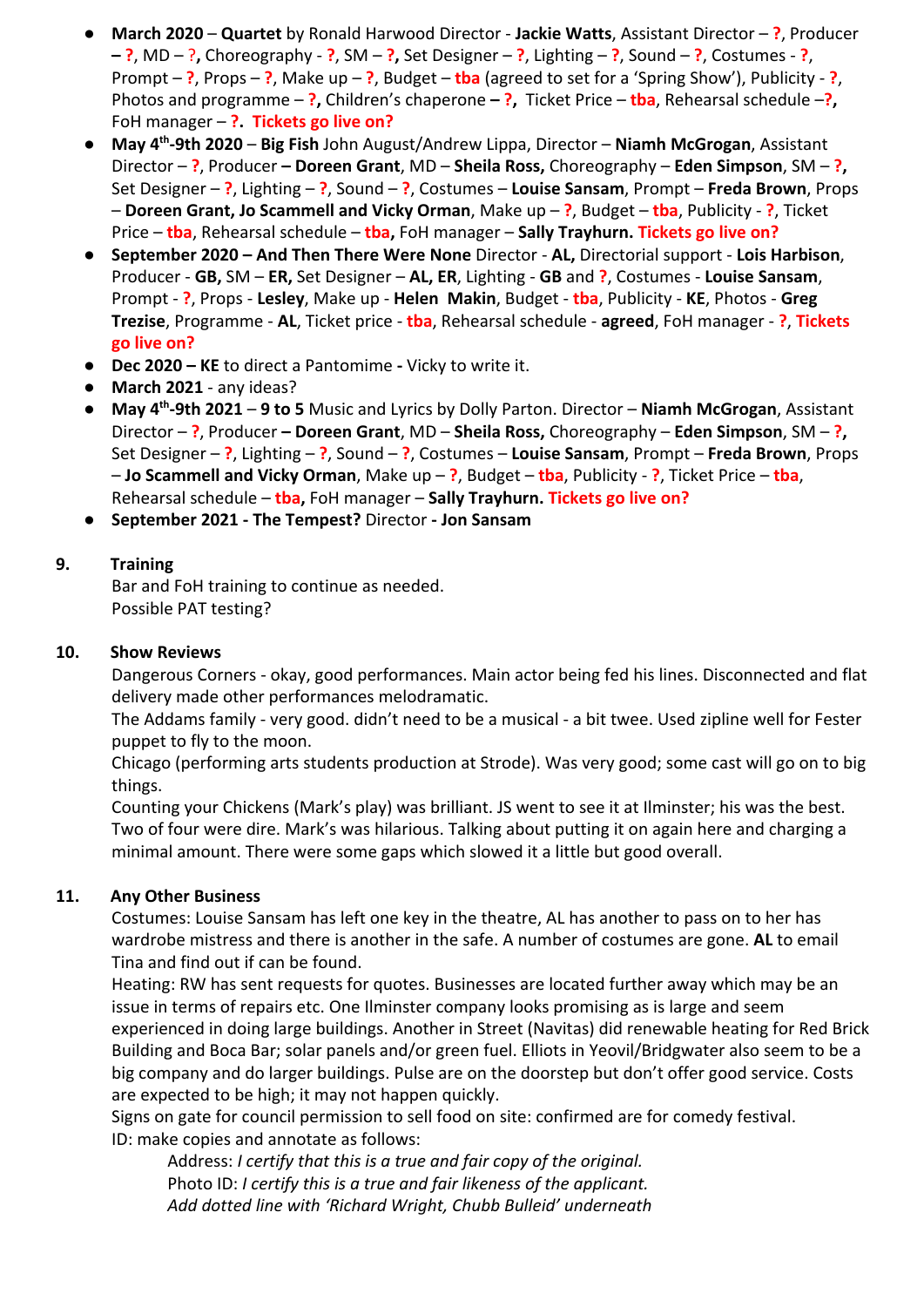- **March 2020** – **Quartet** by Ronald Harwood Director - **Jackie Watts**, Assistant Director – **?**, Producer – **?**, MD – ?**,** Choreography - **?**, SM – **?**, Set Designer – **?**, Lighting – **?**, Sound – **?**, Costumes - **?**, Prompt – **?**, Props – **?**, Make up – **?**, Budget – **tba** (agreed to set for a 'Spring Show'), Publicity - **?**, Photos and programme – **?,** Children's chaperone **– ?,** Ticket Price – **tba**, Rehearsal schedule –**?,** FoH manager – **?. Tickets go live on?**
- **May 4th-9th 2020** – **Big Fish** John August/Andrew Lippa, Director – **Niamh McGrogan**, Assistant Director – **?**, Producer **– Doreen Grant**, MD – **Sheila Ross,** Choreography – **Eden Simpson**, SM – **?,** Set Designer – **?**, Lighting – **?**, Sound – **?**, Costumes – **Louise Sansam**, Prompt – **Freda Brown**, Props – **Doreen Grant, Jo Scammell and Vicky Orman**, Make up – **?**, Budget – **tba**, Publicity - **?**, Ticket Price – **tba**, Rehearsal schedule – **tba,** FoH manager – **Sally Trayhurn. Tickets go live on?**
- **September 2020 – And Then There Were None** Director - **AL,** Directorial support - **Lois Harbison**, Producer - **GB,** SM – **ER,** Set Designer – **AL, ER**, Lighting - **GB** and **?**, Costumes - **Louise Sansam**, Prompt - **?**, Props - **Lesley**, Make up - **Helen Makin**, Budget - **tba**, Publicity - **KE**, Photos - **Greg Trezise**, Programme - **AL**, Ticket price - **tba**, Rehearsal schedule - **agreed**, FoH manager - **?**, **Tickets go live on?**
- **Dec 2020 – KE** to direct a Pantomime **-** Vicky to write it.
- **March 2021** - any ideas?
- **May 4th-9th 2021** – **9 to 5** Music and Lyrics by Dolly Parton. Director – **Niamh McGrogan**, Assistant Director – **?**, Producer **– Doreen Grant**, MD – **Sheila Ross,** Choreography – **Eden Simpson**, SM – **?,** Set Designer – **?**, Lighting – **?**, Sound – **?**, Costumes – **Louise Sansam**, Prompt – **Freda Brown**, Props – **Jo Scammell and Vicky Orman**, Make up – **?**, Budget – **tba**, Publicity - **?**, Ticket Price – **tba**, Rehearsal schedule – **tba**, FoH manager – **Sally Trayhurn. Tickets go live on?**
- **September 2021 - The Tempest?** Director **- Jon Sansam**

## 9. Training

Bar and FoH training to continue as needed.
Possible PAT testing?

## 10. Show Reviews

Dangerous Corners - okay, good performances. Main actor being fed his lines. Disconnected and flat delivery made other performances melodramatic.
The Addams family - very good. didn't need to be a musical - a bit twee. Used zipline well for Fester puppet to fly to the moon.
Chicago (performing arts students production at Strode). Was very good; some cast will go on to big things.
Counting your Chickens (Mark's play) was brilliant. JS went to see it at Ilminster; his was the best. Two of four were dire. Mark's was hilarious. Talking about putting it on again here and charging a minimal amount. There were some gaps which slowed it a little but good overall.

## 11. Any Other Business

Costumes: Louise Sansam has left one key in the theatre, AL has another to pass on to her has wardrobe mistress and there is another in the safe. A number of costumes are gone. **AL** to email Tina and find out if can be found.
Heating: RW has sent requests for quotes. Businesses are located further away which may be an issue in terms of repairs etc. One Ilminster company looks promising as is large and seem experienced in doing large buildings. Another in Street (Navitas) did renewable heating for Red Brick Building and Boca Bar; solar panels and/or green fuel. Elliots in Yeovil/Bridgwater also seem to be a big company and do larger buildings. Pulse are on the doorstep but don't offer good service. Costs are expected to be high; it may not happen quickly.
Signs on gate for council permission to sell food on site: confirmed are for comedy festival.
ID: make copies and annotate as follows:

> Address: *I certify that this is a true and fair copy of the original.*
> Photo ID: *I certify this is a true and fair likeness of the applicant.*
> *Add dotted line with 'Richard Wright, Chubb Bulleid' underneath*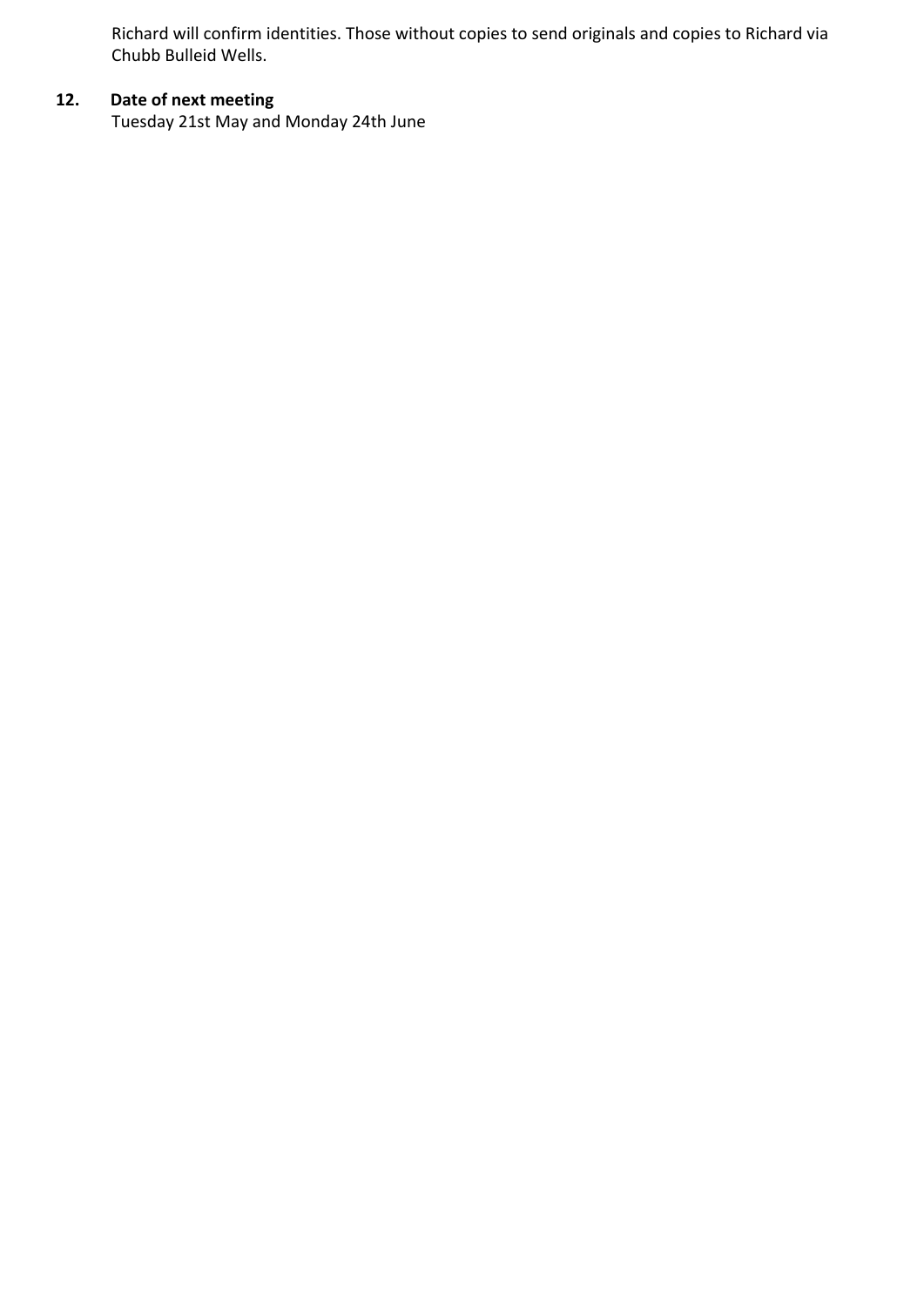Richard will confirm identities. Those without copies to send originals and copies to Richard via Chubb Bulleid Wells.

**12. Date of next meeting**

Tuesday 21st May and Monday 24th June